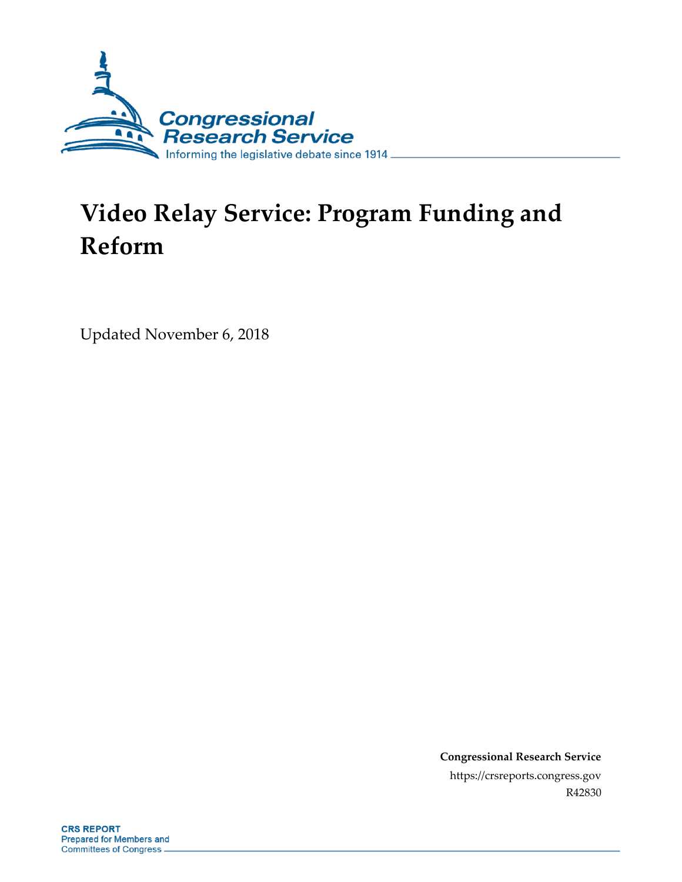# Video Relay Service: Program Funding and Reform

Updated November 6, 2018

**Congressional Research Service**

https://crsreports.congress.gov

R42830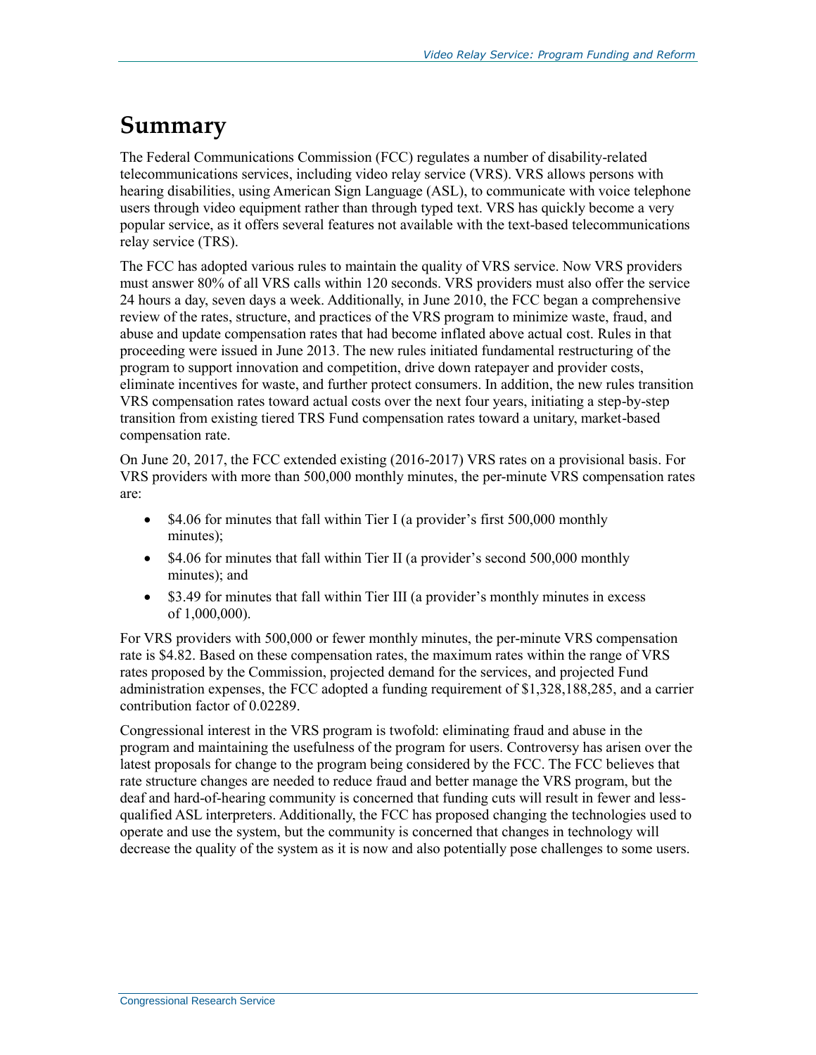# Summary

The Federal Communications Commission (FCC) regulates a number of disability-related telecommunications services, including video relay service (VRS). VRS allows persons with hearing disabilities, using American Sign Language (ASL), to communicate with voice telephone users through video equipment rather than through typed text. VRS has quickly become a very popular service, as it offers several features not available with the text-based telecommunications relay service (TRS).

The FCC has adopted various rules to maintain the quality of VRS service. Now VRS providers must answer 80% of all VRS calls within 120 seconds. VRS providers must also offer the service 24 hours a day, seven days a week. Additionally, in June 2010, the FCC began a comprehensive review of the rates, structure, and practices of the VRS program to minimize waste, fraud, and abuse and update compensation rates that had become inflated above actual cost. Rules in that proceeding were issued in June 2013. The new rules initiated fundamental restructuring of the program to support innovation and competition, drive down ratepayer and provider costs, eliminate incentives for waste, and further protect consumers. In addition, the new rules transition VRS compensation rates toward actual costs over the next four years, initiating a step-by-step transition from existing tiered TRS Fund compensation rates toward a unitary, market-based compensation rate.

On June 20, 2017, the FCC extended existing (2016-2017) VRS rates on a provisional basis. For VRS providers with more than 500,000 monthly minutes, the per-minute VRS compensation rates are:

- $4.06 for minutes that fall within Tier I (a provider's first 500,000 monthly minutes);
- $4.06 for minutes that fall within Tier II (a provider's second 500,000 monthly minutes); and
- $3.49 for minutes that fall within Tier III (a provider's monthly minutes in excess of 1,000,000).

For VRS providers with 500,000 or fewer monthly minutes, the per-minute VRS compensation rate is $4.82. Based on these compensation rates, the maximum rates within the range of VRS rates proposed by the Commission, projected demand for the services, and projected Fund administration expenses, the FCC adopted a funding requirement of $1,328,188,285, and a carrier contribution factor of 0.02289.

Congressional interest in the VRS program is twofold: eliminating fraud and abuse in the program and maintaining the usefulness of the program for users. Controversy has arisen over the latest proposals for change to the program being considered by the FCC. The FCC believes that rate structure changes are needed to reduce fraud and better manage the VRS program, but the deaf and hard-of-hearing community is concerned that funding cuts will result in fewer and less-qualified ASL interpreters. Additionally, the FCC has proposed changing the technologies used to operate and use the system, but the community is concerned that changes in technology will decrease the quality of the system as it is now and also potentially pose challenges to some users.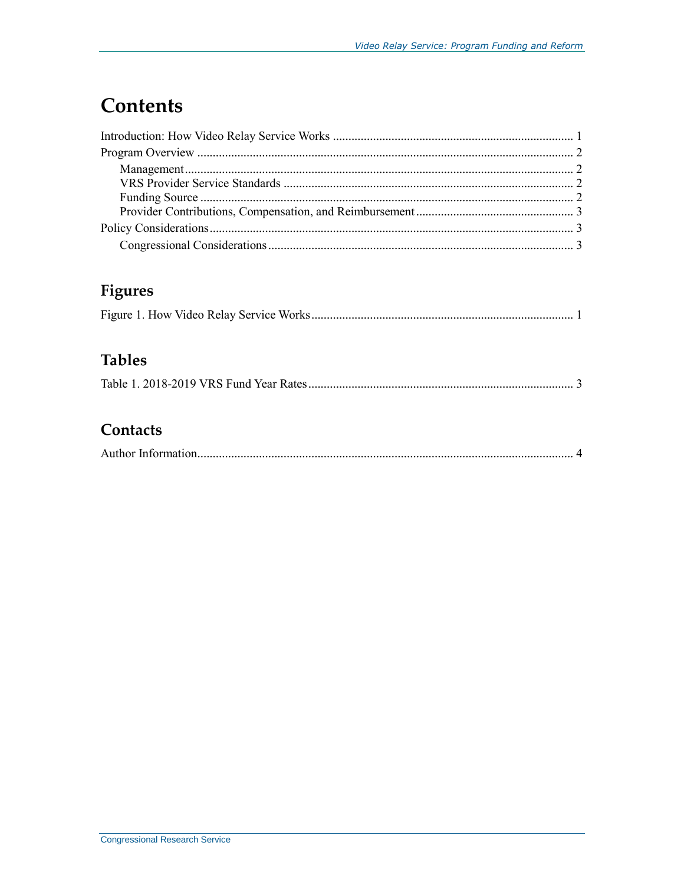# Contents

Introduction: How Video Relay Service Works ............................................................................ 1

Program Overview ........................................................................................................................ 2

Management............................................................................................................................. 2

VRS Provider Service Standards ............................................................................................. 2

Funding Source ........................................................................................................................ 2

Provider Contributions, Compensation, and Reimbursement .................................................. 3

Policy Considerations..................................................................................................................... 3

Congressional Considerations.................................................................................................. 3

## Figures

Figure 1. How Video Relay Service Works .................................................................................... 1

## Tables

Table 1. 2018-2019 VRS Fund Year Rates ..................................................................................... 3

## Contacts

Author Information......................................................................................................................... 4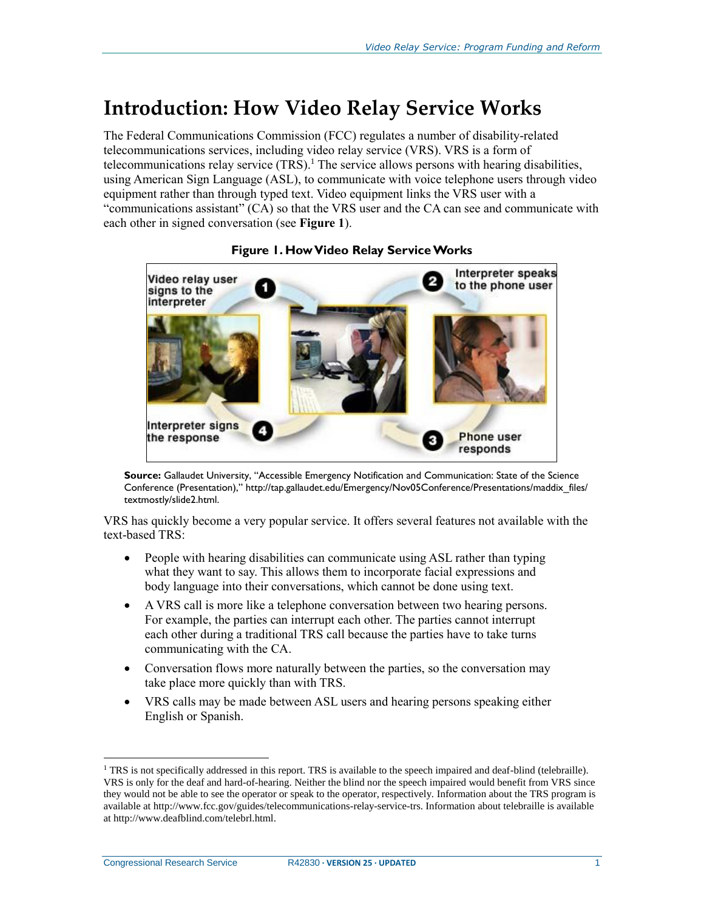# Introduction: How Video Relay Service Works

The Federal Communications Commission (FCC) regulates a number of disability-related telecommunications services, including video relay service (VRS). VRS is a form of telecommunications relay service (TRS).[1] The service allows persons with hearing disabilities, using American Sign Language (ASL), to communicate with voice telephone users through video equipment rather than through typed text. Video equipment links the VRS user with a "communications assistant" (CA) so that the VRS user and the CA can see and communicate with each other in signed conversation (see **Figure 1**).

**Figure 1. How Video Relay Service Works**

**Source:** Gallaudet University, "Accessible Emergency Notification and Communication: State of the Science Conference (Presentation)," http://tap.gallaudet.edu/Emergency/Nov05Conference/Presentations/maddix_files/textmostly/slide2.html.

VRS has quickly become a very popular service. It offers several features not available with the text-based TRS:

- People with hearing disabilities can communicate using ASL rather than typing what they want to say. This allows them to incorporate facial expressions and body language into their conversations, which cannot be done using text.
- A VRS call is more like a telephone conversation between two hearing persons. For example, the parties can interrupt each other. The parties cannot interrupt each other during a traditional TRS call because the parties have to take turns communicating with the CA.
- Conversation flows more naturally between the parties, so the conversation may take place more quickly than with TRS.
- VRS calls may be made between ASL users and hearing persons speaking either English or Spanish.

---

[1] TRS is not specifically addressed in this report. TRS is available to the speech impaired and deaf-blind (telebraille). VRS is only for the deaf and hard-of-hearing. Neither the blind nor the speech impaired would benefit from VRS since they would not be able to see the operator or speak to the operator, respectively. Information about the TRS program is available at http://www.fcc.gov/guides/telecommunications-relay-service-trs. Information about telebraille is available at http://www.deafblind.com/telebrl.html.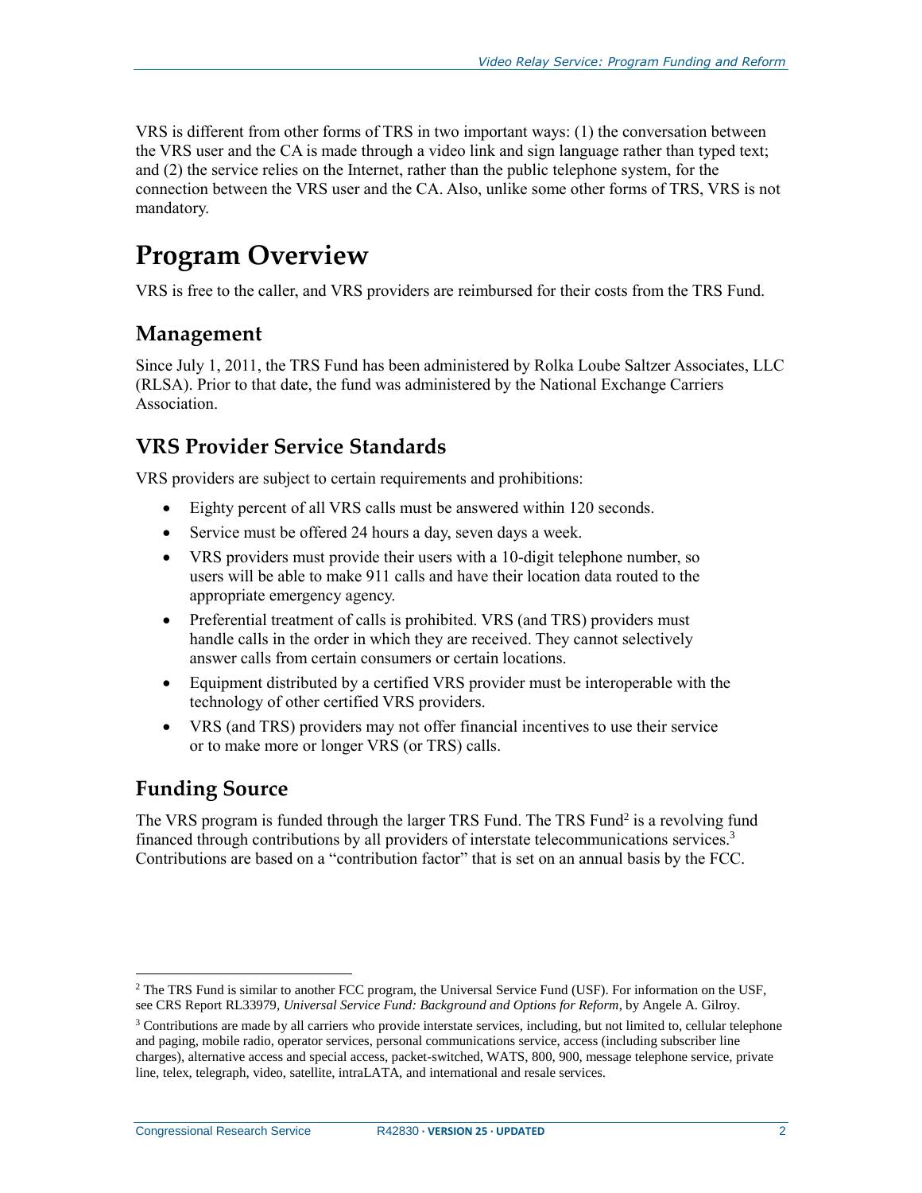VRS is different from other forms of TRS in two important ways: (1) the conversation between the VRS user and the CA is made through a video link and sign language rather than typed text; and (2) the service relies on the Internet, rather than the public telephone system, for the connection between the VRS user and the CA. Also, unlike some other forms of TRS, VRS is not mandatory.

# Program Overview

VRS is free to the caller, and VRS providers are reimbursed for their costs from the TRS Fund.

## Management

Since July 1, 2011, the TRS Fund has been administered by Rolka Loube Saltzer Associates, LLC (RLSA). Prior to that date, the fund was administered by the National Exchange Carriers Association.

## VRS Provider Service Standards

VRS providers are subject to certain requirements and prohibitions:

- Eighty percent of all VRS calls must be answered within 120 seconds.
- Service must be offered 24 hours a day, seven days a week.
- VRS providers must provide their users with a 10-digit telephone number, so users will be able to make 911 calls and have their location data routed to the appropriate emergency agency.
- Preferential treatment of calls is prohibited. VRS (and TRS) providers must handle calls in the order in which they are received. They cannot selectively answer calls from certain consumers or certain locations.
- Equipment distributed by a certified VRS provider must be interoperable with the technology of other certified VRS providers.
- VRS (and TRS) providers may not offer financial incentives to use their service or to make more or longer VRS (or TRS) calls.

## Funding Source

The VRS program is funded through the larger TRS Fund. The TRS Fund[2] is a revolving fund financed through contributions by all providers of interstate telecommunications services.[3] Contributions are based on a "contribution factor" that is set on an annual basis by the FCC.

---

[2] The TRS Fund is similar to another FCC program, the Universal Service Fund (USF). For information on the USF, see CRS Report RL33979, *Universal Service Fund: Background and Options for Reform*, by Angele A. Gilroy.

[3] Contributions are made by all carriers who provide interstate services, including, but not limited to, cellular telephone and paging, mobile radio, operator services, personal communications service, access (including subscriber line charges), alternative access and special access, packet-switched, WATS, 800, 900, message telephone service, private line, telex, telegraph, video, satellite, intraLATA, and international and resale services.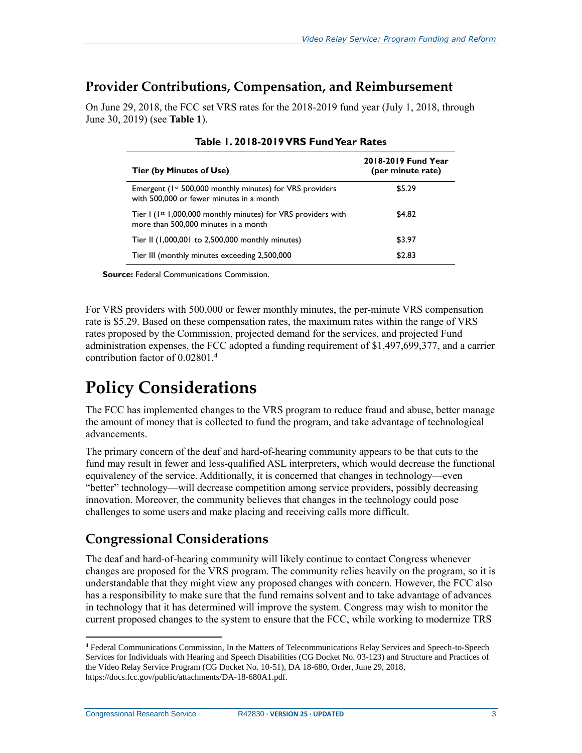## Provider Contributions, Compensation, and Reimbursement

On June 29, 2018, the FCC set VRS rates for the 2018-2019 fund year (July 1, 2018, through June 30, 2019) (see **Table 1**).

**Table 1. 2018-2019 VRS Fund Year Rates**

| Tier (by Minutes of Use) | 2018-2019 Fund Year (per minute rate) |
|---|---|
| Emergent (1st 500,000 monthly minutes) for VRS providers with 500,000 or fewer minutes in a month | $5.29 |
| Tier I (1st 1,000,000 monthly minutes) for VRS providers with more than 500,000 minutes in a month | $4.82 |
| Tier II (1,000,001 to 2,500,000 monthly minutes) | $3.97 |
| Tier III (monthly minutes exceeding 2,500,000 | $2.83 |

**Source:** Federal Communications Commission.

For VRS providers with 500,000 or fewer monthly minutes, the per-minute VRS compensation rate is $5.29. Based on these compensation rates, the maximum rates within the range of VRS rates proposed by the Commission, projected demand for the services, and projected Fund administration expenses, the FCC adopted a funding requirement of $1,497,699,377, and a carrier contribution factor of 0.02801.[4]

# Policy Considerations

The FCC has implemented changes to the VRS program to reduce fraud and abuse, better manage the amount of money that is collected to fund the program, and take advantage of technological advancements.

The primary concern of the deaf and hard-of-hearing community appears to be that cuts to the fund may result in fewer and less-qualified ASL interpreters, which would decrease the functional equivalency of the service. Additionally, it is concerned that changes in technology—even "better" technology—will decrease competition among service providers, possibly decreasing innovation. Moreover, the community believes that changes in the technology could pose challenges to some users and make placing and receiving calls more difficult.

## Congressional Considerations

The deaf and hard-of-hearing community will likely continue to contact Congress whenever changes are proposed for the VRS program. The community relies heavily on the program, so it is understandable that they might view any proposed changes with concern. However, the FCC also has a responsibility to make sure that the fund remains solvent and to take advantage of advances in technology that it has determined will improve the system. Congress may wish to monitor the current proposed changes to the system to ensure that the FCC, while working to modernize TRS

[4] Federal Communications Commission, In the Matters of Telecommunications Relay Services and Speech-to-Speech Services for Individuals with Hearing and Speech Disabilities (CG Docket No. 03-123) and Structure and Practices of the Video Relay Service Program (CG Docket No. 10-51), DA 18-680, Order, June 29, 2018, https://docs.fcc.gov/public/attachments/DA-18-680A1.pdf.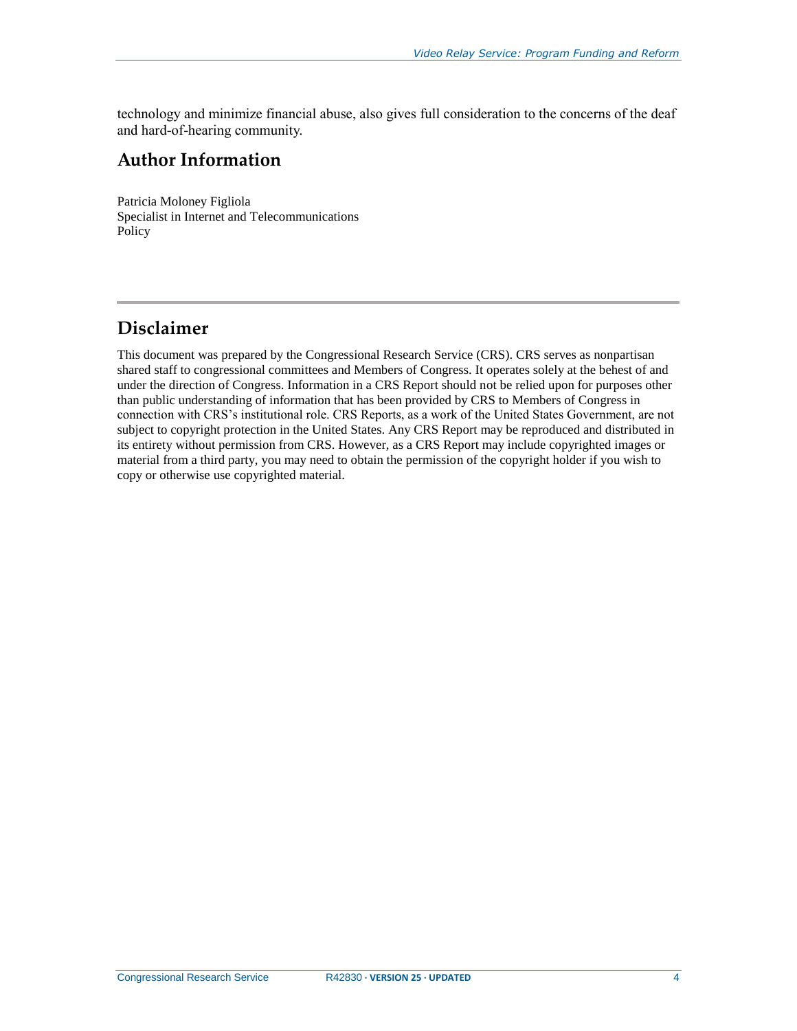technology and minimize financial abuse, also gives full consideration to the concerns of the deaf and hard-of-hearing community.

## Author Information

Patricia Moloney Figliola
Specialist in Internet and Telecommunications Policy

## Disclaimer

This document was prepared by the Congressional Research Service (CRS). CRS serves as nonpartisan shared staff to congressional committees and Members of Congress. It operates solely at the behest of and under the direction of Congress. Information in a CRS Report should not be relied upon for purposes other than public understanding of information that has been provided by CRS to Members of Congress in connection with CRS's institutional role. CRS Reports, as a work of the United States Government, are not subject to copyright protection in the United States. Any CRS Report may be reproduced and distributed in its entirety without permission from CRS. However, as a CRS Report may include copyrighted images or material from a third party, you may need to obtain the permission of the copyright holder if you wish to copy or otherwise use copyrighted material.